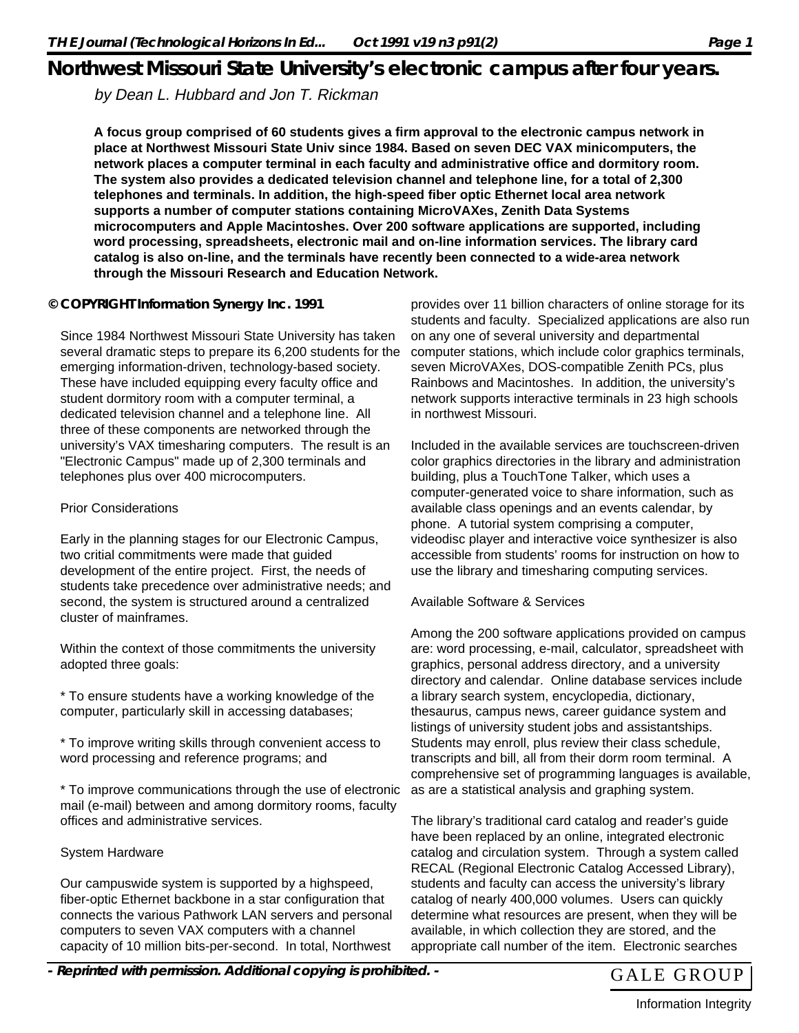# Northwest Missouri State University's electronic campus after four years.

*by Dean L. Hubbard and Jon T. Rickman*

**A focus group comprised of 60 students gives a firm approval to the electronic campus network in place at Northwest Missouri State Univ since 1984. Based on seven DEC VAX minicomputers, the network places a computer terminal in each faculty and administrative office and dormitory room. The system also provides a dedicated television channel and telephone line, for a total of 2,300 telephones and terminals. In addition, the high-speed fiber optic Ethernet local area network supports a number of computer stations containing MicroVAXes, Zenith Data Systems microcomputers and Apple Macintoshes. Over 200 software applications are supported, including word processing, spreadsheets, electronic mail and on-line information services. The library card catalog is also on-line, and the terminals have recently been connected to a wide-area network through the Missouri Research and Education Network.**

**© COPYRIGHT Information Synergy Inc. 1991**

Since 1984 Northwest Missouri State University has taken several dramatic steps to prepare its 6,200 students for the emerging information-driven, technology-based society. These have included equipping every faculty office and student dormitory room with a computer terminal, a dedicated television channel and a telephone line. All three of these components are networked through the university's VAX timesharing computers. The result is an "Electronic Campus" made up of 2,300 terminals and telephones plus over 400 microcomputers.

Prior Considerations

Early in the planning stages for our Electronic Campus, two critial commitments were made that guided development of the entire project. First, the needs of students take precedence over administrative needs; and second, the system is structured around a centralized cluster of mainframes.

Within the context of those commitments the university adopted three goals:

* To ensure students have a working knowledge of the computer, particularly skill in accessing databases;

* To improve writing skills through convenient access to word processing and reference programs; and

* To improve communications through the use of electronic mail (e-mail) between and among dormitory rooms, faculty offices and administrative services.

System Hardware

Our campuswide system is supported by a highspeed, fiber-optic Ethernet backbone in a star configuration that connects the various Pathwork LAN servers and personal computers to seven VAX computers with a channel capacity of 10 million bits-per-second. In total, Northwest provides over 11 billion characters of online storage for its students and faculty. Specialized applications are also run on any one of several university and departmental computer stations, which include color graphics terminals, seven MicroVAXes, DOS-compatible Zenith PCs, plus Rainbows and Macintoshes. In addition, the university's network supports interactive terminals in 23 high schools in northwest Missouri.

Included in the available services are touchscreen-driven color graphics directories in the library and administration building, plus a TouchTone Talker, which uses a computer-generated voice to share information, such as available class openings and an events calendar, by phone. A tutorial system comprising a computer, videodisc player and interactive voice synthesizer is also accessible from students' rooms for instruction on how to use the library and timesharing computing services.

Available Software & Services

Among the 200 software applications provided on campus are: word processing, e-mail, calculator, spreadsheet with graphics, personal address directory, and a university directory and calendar. Online database services include a library search system, encyclopedia, dictionary, thesaurus, campus news, career guidance system and listings of university student jobs and assistantships. Students may enroll, plus review their class schedule, transcripts and bill, all from their dorm room terminal. A comprehensive set of programming languages is available, as are a statistical analysis and graphing system.

The library's traditional card catalog and reader's guide have been replaced by an online, integrated electronic catalog and circulation system. Through a system called RECAL (Regional Electronic Catalog Accessed Library), students and faculty can access the university's library catalog of nearly 400,000 volumes. Users can quickly determine what resources are present, when they will be available, in which collection they are stored, and the appropriate call number of the item. Electronic searches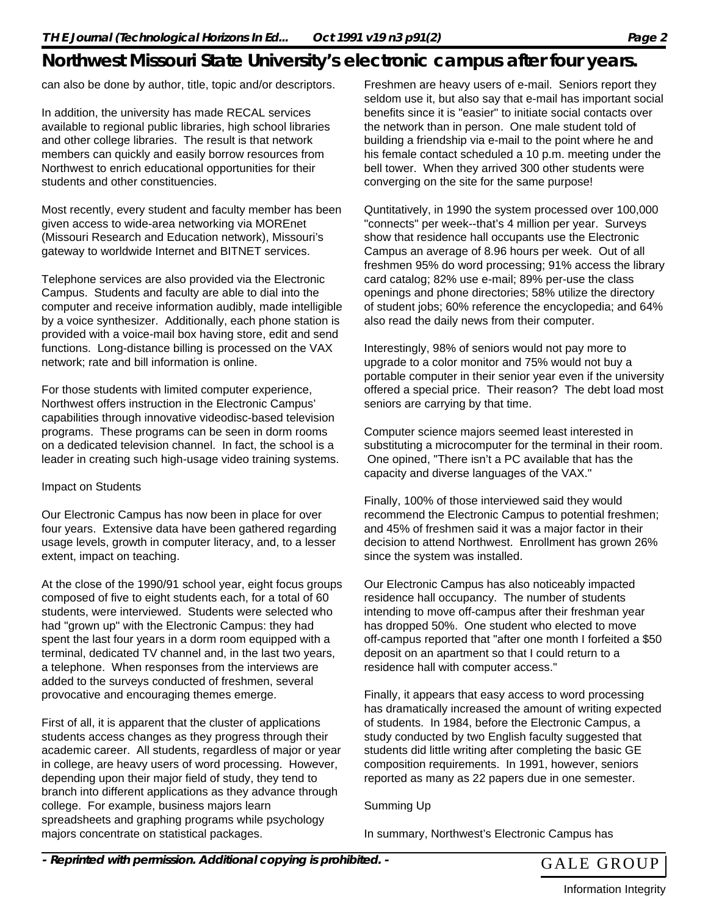can also be done by author, title, topic and/or descriptors.

In addition, the university has made RECAL services available to regional public libraries, high school libraries and other college libraries. The result is that network members can quickly and easily borrow resources from Northwest to enrich educational opportunities for their students and other constituencies.

Most recently, every student and faculty member has been given access to wide-area networking via MOREnet (Missouri Research and Education network), Missouri's gateway to worldwide Internet and BITNET services.

Telephone services are also provided via the Electronic Campus. Students and faculty are able to dial into the computer and receive information audibly, made intelligible by a voice synthesizer. Additionally, each phone station is provided with a voice-mail box having store, edit and send functions. Long-distance billing is processed on the VAX network; rate and bill information is online.

For those students with limited computer experience, Northwest offers instruction in the Electronic Campus' capabilities through innovative videodisc-based television programs. These programs can be seen in dorm rooms on a dedicated television channel. In fact, the school is a leader in creating such high-usage video training systems.

Impact on Students

Our Electronic Campus has now been in place for over four years. Extensive data have been gathered regarding usage levels, growth in computer literacy, and, to a lesser extent, impact on teaching.

At the close of the 1990/91 school year, eight focus groups composed of five to eight students each, for a total of 60 students, were interviewed. Students were selected who had "grown up" with the Electronic Campus: they had spent the last four years in a dorm room equipped with a terminal, dedicated TV channel and, in the last two years, a telephone. When responses from the interviews are added to the surveys conducted of freshmen, several provocative and encouraging themes emerge.

First of all, it is apparent that the cluster of applications students access changes as they progress through their academic career. All students, regardless of major or year in college, are heavy users of word processing. However, depending upon their major field of study, they tend to branch into different applications as they advance through college. For example, business majors learn spreadsheets and graphing programs while psychology majors concentrate on statistical packages.

Freshmen are heavy users of e-mail. Seniors report they seldom use it, but also say that e-mail has important social benefits since it is "easier" to initiate social contacts over the network than in person. One male student told of building a friendship via e-mail to the point where he and his female contact scheduled a 10 p.m. meeting under the bell tower. When they arrived 300 other students were converging on the site for the same purpose!

Quntitatively, in 1990 the system processed over 100,000 "connects" per week--that's 4 million per year. Surveys show that residence hall occupants use the Electronic Campus an average of 8.96 hours per week. Out of all freshmen 95% do word processing; 91% access the library card catalog; 82% use e-mail; 89% per-use the class openings and phone directories; 58% utilize the directory of student jobs; 60% reference the encyclopedia; and 64% also read the daily news from their computer.

Interestingly, 98% of seniors would not pay more to upgrade to a color monitor and 75% would not buy a portable computer in their senior year even if the university offered a special price. Their reason? The debt load most seniors are carrying by that time.

Computer science majors seemed least interested in substituting a microcomputer for the terminal in their room. One opined, "There isn't a PC available that has the capacity and diverse languages of the VAX."

Finally, 100% of those interviewed said they would recommend the Electronic Campus to potential freshmen; and 45% of freshmen said it was a major factor in their decision to attend Northwest. Enrollment has grown 26% since the system was installed.

Our Electronic Campus has also noticeably impacted residence hall occupancy. The number of students intending to move off-campus after their freshman year has dropped 50%. One student who elected to move off-campus reported that "after one month I forfeited a $50 deposit on an apartment so that I could return to a residence hall with computer access."

Finally, it appears that easy access to word processing has dramatically increased the amount of writing expected of students. In 1984, before the Electronic Campus, a study conducted by two English faculty suggested that students did little writing after completing the basic GE composition requirements. In 1991, however, seniors reported as many as 22 papers due in one semester.

Summing Up

In summary, Northwest's Electronic Campus has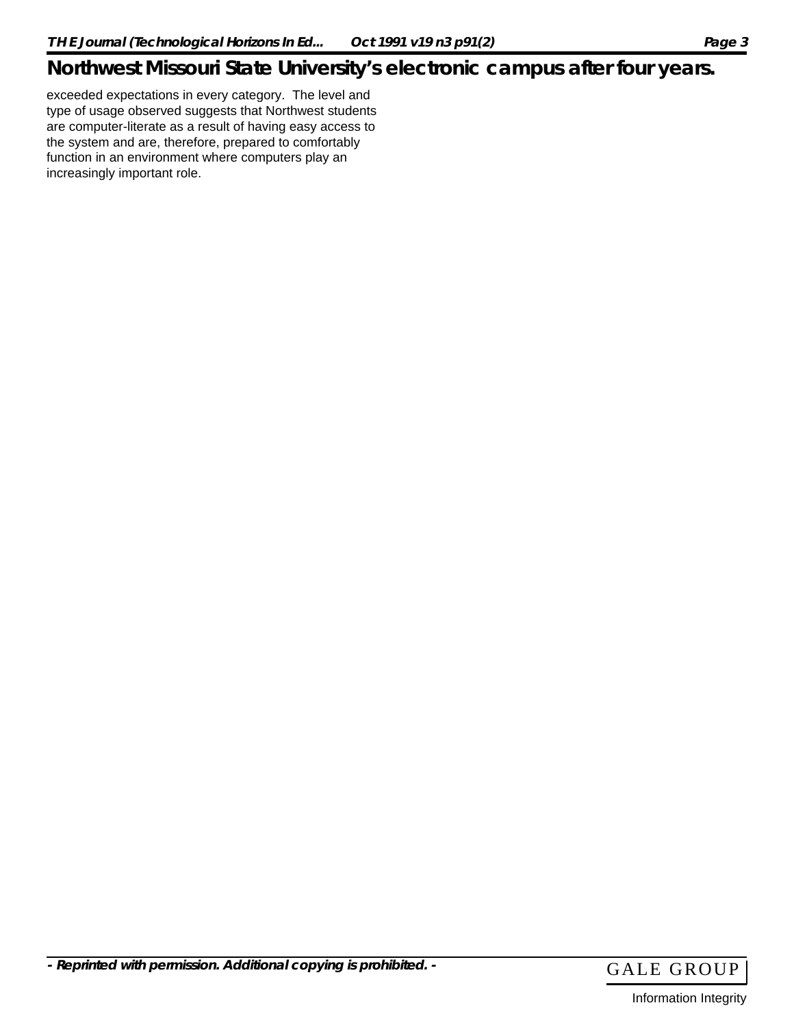exceeded expectations in every category. The level and type of usage observed suggests that Northwest students are computer-literate as a result of having easy access to the system and are, therefore, prepared to comfortably function in an environment where computers play an increasingly important role.